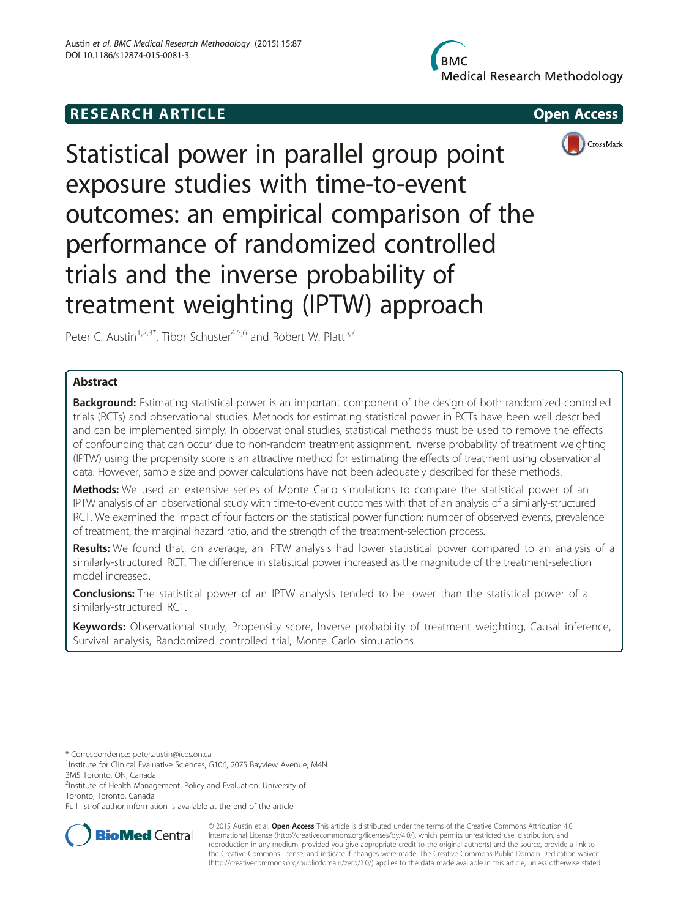RESEARCH ARTICLE

Open Access

# Statistical power in parallel group point exposure studies with time-to-event outcomes: an empirical comparison of the performance of randomized controlled trials and the inverse probability of treatment weighting (IPTW) approach

Peter C. Austin[1,2,3*], Tibor Schuster[4,5,6] and Robert W. Platt[5,7]

## Abstract

**Background:** Estimating statistical power is an important component of the design of both randomized controlled trials (RCTs) and observational studies. Methods for estimating statistical power in RCTs have been well described and can be implemented simply. In observational studies, statistical methods must be used to remove the effects of confounding that can occur due to non-random treatment assignment. Inverse probability of treatment weighting (IPTW) using the propensity score is an attractive method for estimating the effects of treatment using observational data. However, sample size and power calculations have not been adequately described for these methods.

**Methods:** We used an extensive series of Monte Carlo simulations to compare the statistical power of an IPTW analysis of an observational study with time-to-event outcomes with that of an analysis of a similarly-structured RCT. We examined the impact of four factors on the statistical power function: number of observed events, prevalence of treatment, the marginal hazard ratio, and the strength of the treatment-selection process.

**Results:** We found that, on average, an IPTW analysis had lower statistical power compared to an analysis of a similarly-structured RCT. The difference in statistical power increased as the magnitude of the treatment-selection model increased.

**Conclusions:** The statistical power of an IPTW analysis tended to be lower than the statistical power of a similarly-structured RCT.

**Keywords:** Observational study, Propensity score, Inverse probability of treatment weighting, Causal inference, Survival analysis, Randomized controlled trial, Monte Carlo simulations

\* Correspondence: peter.austin@ices.on.ca
[1]Institute for Clinical Evaluative Sciences, G106, 2075 Bayview Avenue, M4N 3M5 Toronto, ON, Canada
[2]Institute of Health Management, Policy and Evaluation, University of Toronto, Toronto, Canada
Full list of author information is available at the end of the article

© 2015 Austin et al. **Open Access** This article is distributed under the terms of the Creative Commons Attribution 4.0 International License (http://creativecommons.org/licenses/by/4.0/), which permits unrestricted use, distribution, and reproduction in any medium, provided you give appropriate credit to the original author(s) and the source, provide a link to the Creative Commons license, and indicate if changes were made. The Creative Commons Public Domain Dedication waiver (http://creativecommons.org/publicdomain/zero/1.0/) applies to the data made available in this article, unless otherwise stated.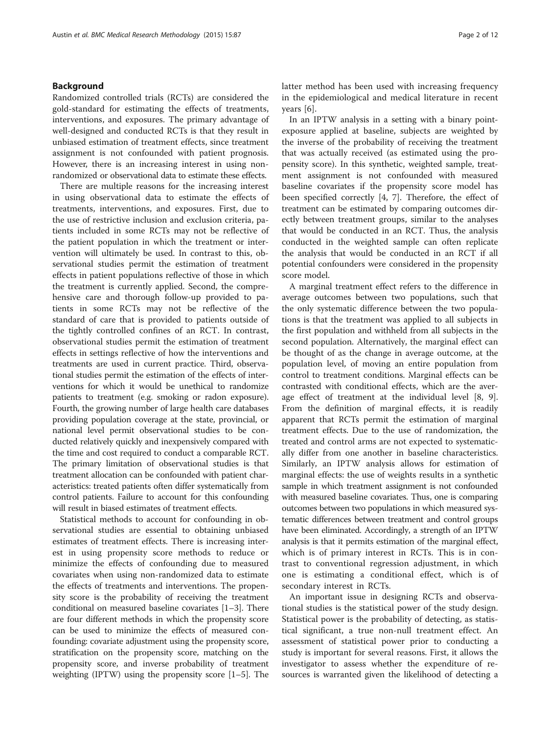## Background

Randomized controlled trials (RCTs) are considered the gold-standard for estimating the effects of treatments, interventions, and exposures. The primary advantage of well-designed and conducted RCTs is that they result in unbiased estimation of treatment effects, since treatment assignment is not confounded with patient prognosis. However, there is an increasing interest in using non-randomized or observational data to estimate these effects.

There are multiple reasons for the increasing interest in using observational data to estimate the effects of treatments, interventions, and exposures. First, due to the use of restrictive inclusion and exclusion criteria, patients included in some RCTs may not be reflective of the patient population in which the treatment or intervention will ultimately be used. In contrast to this, observational studies permit the estimation of treatment effects in patient populations reflective of those in which the treatment is currently applied. Second, the comprehensive care and thorough follow-up provided to patients in some RCTs may not be reflective of the standard of care that is provided to patients outside of the tightly controlled confines of an RCT. In contrast, observational studies permit the estimation of treatment effects in settings reflective of how the interventions and treatments are used in current practice. Third, observational studies permit the estimation of the effects of interventions for which it would be unethical to randomize patients to treatment (e.g. smoking or radon exposure). Fourth, the growing number of large health care databases providing population coverage at the state, provincial, or national level permit observational studies to be conducted relatively quickly and inexpensively compared with the time and cost required to conduct a comparable RCT. The primary limitation of observational studies is that treatment allocation can be confounded with patient characteristics: treated patients often differ systematically from control patients. Failure to account for this confounding will result in biased estimates of treatment effects.

Statistical methods to account for confounding in observational studies are essential to obtaining unbiased estimates of treatment effects. There is increasing interest in using propensity score methods to reduce or minimize the effects of confounding due to measured covariates when using non-randomized data to estimate the effects of treatments and interventions. The propensity score is the probability of receiving the treatment conditional on measured baseline covariates [1–3]. There are four different methods in which the propensity score can be used to minimize the effects of measured confounding: covariate adjustment using the propensity score, stratification on the propensity score, matching on the propensity score, and inverse probability of treatment weighting (IPTW) using the propensity score [1–5]. The latter method has been used with increasing frequency in the epidemiological and medical literature in recent years [6].

In an IPTW analysis in a setting with a binary point-exposure applied at baseline, subjects are weighted by the inverse of the probability of receiving the treatment that was actually received (as estimated using the propensity score). In this synthetic, weighted sample, treatment assignment is not confounded with measured baseline covariates if the propensity score model has been specified correctly [4, 7]. Therefore, the effect of treatment can be estimated by comparing outcomes directly between treatment groups, similar to the analyses that would be conducted in an RCT. Thus, the analysis conducted in the weighted sample can often replicate the analysis that would be conducted in an RCT if all potential confounders were considered in the propensity score model.

A marginal treatment effect refers to the difference in average outcomes between two populations, such that the only systematic difference between the two populations is that the treatment was applied to all subjects in the first population and withheld from all subjects in the second population. Alternatively, the marginal effect can be thought of as the change in average outcome, at the population level, of moving an entire population from control to treatment conditions. Marginal effects can be contrasted with conditional effects, which are the average effect of treatment at the individual level [8, 9]. From the definition of marginal effects, it is readily apparent that RCTs permit the estimation of marginal treatment effects. Due to the use of randomization, the treated and control arms are not expected to systematically differ from one another in baseline characteristics. Similarly, an IPTW analysis allows for estimation of marginal effects: the use of weights results in a synthetic sample in which treatment assignment is not confounded with measured baseline covariates. Thus, one is comparing outcomes between two populations in which measured systematic differences between treatment and control groups have been eliminated. Accordingly, a strength of an IPTW analysis is that it permits estimation of the marginal effect, which is of primary interest in RCTs. This is in contrast to conventional regression adjustment, in which one is estimating a conditional effect, which is of secondary interest in RCTs.

An important issue in designing RCTs and observational studies is the statistical power of the study design. Statistical power is the probability of detecting, as statistical significant, a true non-null treatment effect. An assessment of statistical power prior to conducting a study is important for several reasons. First, it allows the investigator to assess whether the expenditure of resources is warranted given the likelihood of detecting a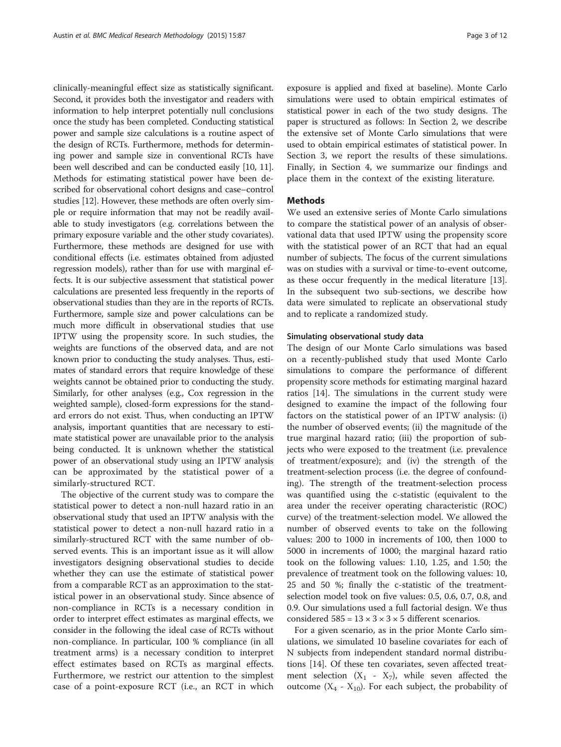clinically-meaningful effect size as statistically significant. Second, it provides both the investigator and readers with information to help interpret potentially null conclusions once the study has been completed. Conducting statistical power and sample size calculations is a routine aspect of the design of RCTs. Furthermore, methods for determining power and sample size in conventional RCTs have been well described and can be conducted easily [10, 11]. Methods for estimating statistical power have been described for observational cohort designs and case–control studies [12]. However, these methods are often overly simple or require information that may not be readily available to study investigators (e.g. correlations between the primary exposure variable and the other study covariates). Furthermore, these methods are designed for use with conditional effects (i.e. estimates obtained from adjusted regression models), rather than for use with marginal effects. It is our subjective assessment that statistical power calculations are presented less frequently in the reports of observational studies than they are in the reports of RCTs. Furthermore, sample size and power calculations can be much more difficult in observational studies that use IPTW using the propensity score. In such studies, the weights are functions of the observed data, and are not known prior to conducting the study analyses. Thus, estimates of standard errors that require knowledge of these weights cannot be obtained prior to conducting the study. Similarly, for other analyses (e.g., Cox regression in the weighted sample), closed-form expressions for the standard errors do not exist. Thus, when conducting an IPTW analysis, important quantities that are necessary to estimate statistical power are unavailable prior to the analysis being conducted. It is unknown whether the statistical power of an observational study using an IPTW analysis can be approximated by the statistical power of a similarly-structured RCT.

The objective of the current study was to compare the statistical power to detect a non-null hazard ratio in an observational study that used an IPTW analysis with the statistical power to detect a non-null hazard ratio in a similarly-structured RCT with the same number of observed events. This is an important issue as it will allow investigators designing observational studies to decide whether they can use the estimate of statistical power from a comparable RCT as an approximation to the statistical power in an observational study. Since absence of non-compliance in RCTs is a necessary condition in order to interpret effect estimates as marginal effects, we consider in the following the ideal case of RCTs without non-compliance. In particular, 100 % compliance (in all treatment arms) is a necessary condition to interpret effect estimates based on RCTs as marginal effects. Furthermore, we restrict our attention to the simplest case of a point-exposure RCT (i.e., an RCT in which exposure is applied and fixed at baseline). Monte Carlo simulations were used to obtain empirical estimates of statistical power in each of the two study designs. The paper is structured as follows: In Section 2, we describe the extensive set of Monte Carlo simulations that were used to obtain empirical estimates of statistical power. In Section 3, we report the results of these simulations. Finally, in Section 4, we summarize our findings and place them in the context of the existing literature.

## Methods

We used an extensive series of Monte Carlo simulations to compare the statistical power of an analysis of observational data that used IPTW using the propensity score with the statistical power of an RCT that had an equal number of subjects. The focus of the current simulations was on studies with a survival or time-to-event outcome, as these occur frequently in the medical literature [13]. In the subsequent two sub-sections, we describe how data were simulated to replicate an observational study and to replicate a randomized study.

### Simulating observational study data

The design of our Monte Carlo simulations was based on a recently-published study that used Monte Carlo simulations to compare the performance of different propensity score methods for estimating marginal hazard ratios [14]. The simulations in the current study were designed to examine the impact of the following four factors on the statistical power of an IPTW analysis: (i) the number of observed events; (ii) the magnitude of the true marginal hazard ratio; (iii) the proportion of subjects who were exposed to the treatment (i.e. prevalence of treatment/exposure); and (iv) the strength of the treatment-selection process (i.e. the degree of confounding). The strength of the treatment-selection process was quantified using the c-statistic (equivalent to the area under the receiver operating characteristic (ROC) curve) of the treatment-selection model. We allowed the number of observed events to take on the following values: 200 to 1000 in increments of 100, then 1000 to 5000 in increments of 1000; the marginal hazard ratio took on the following values: 1.10, 1.25, and 1.50; the prevalence of treatment took on the following values: 10, 25 and 50 %; finally the c-statistic of the treatment-selection model took on five values: 0.5, 0.6, 0.7, 0.8, and 0.9. Our simulations used a full factorial design. We thus considered $585 = 13 \times 3 \times 3 \times 5$ different scenarios.

For a given scenario, as in the prior Monte Carlo simulations, we simulated 10 baseline covariates for each of N subjects from independent standard normal distributions [14]. Of these ten covariates, seven affected treatment selection ($X_1$ - $X_7$), while seven affected the outcome ($X_4$ - $X_{10}$). For each subject, the probability of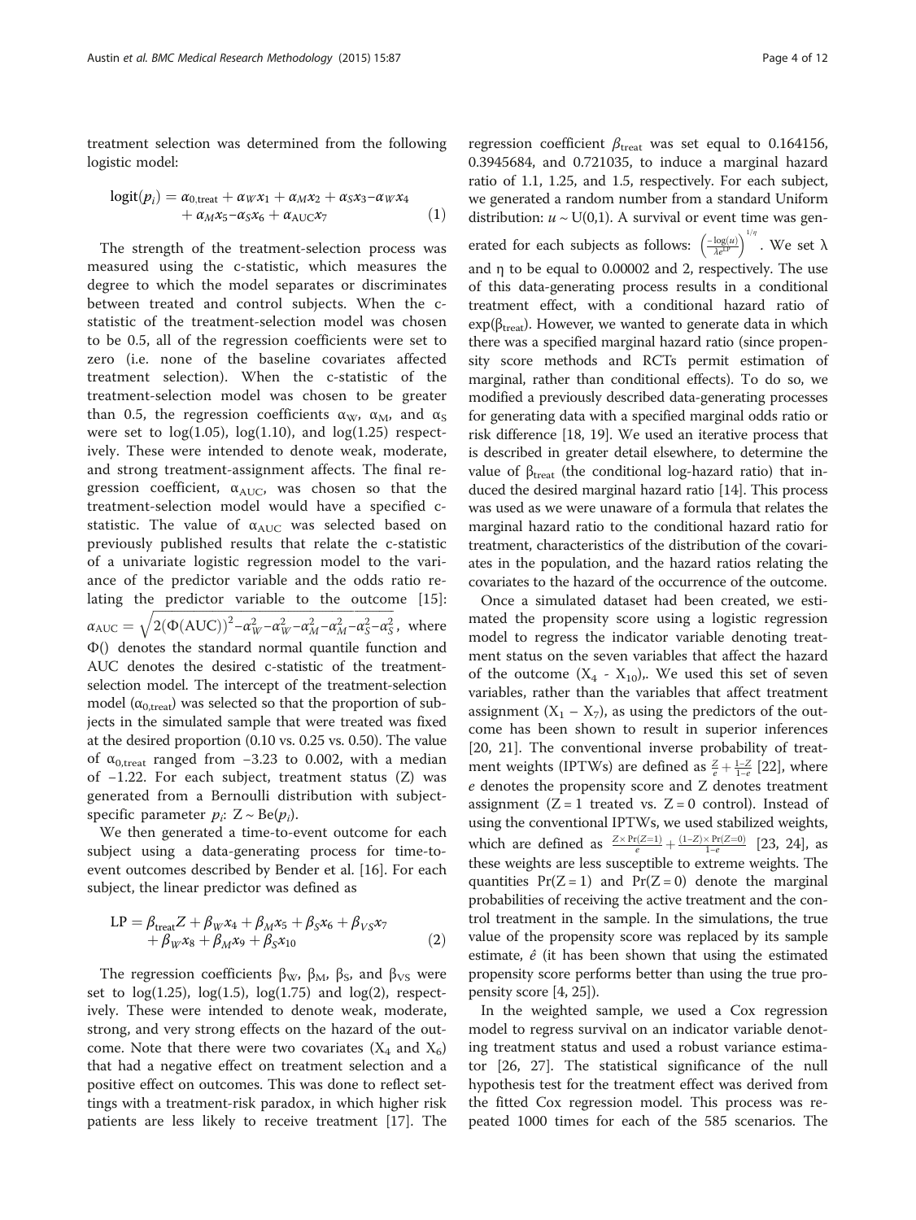treatment selection was determined from the following logistic model:

$$\text{logit}(p_i) = \alpha_{0,\text{treat}} + \alpha_W x_1 + \alpha_M x_2 + \alpha_S x_3 - \alpha_W x_4 + \alpha_M x_5 - \alpha_S x_6 + \alpha_{\text{AUC}} x_7 \quad (1)$$

The strength of the treatment-selection process was measured using the c-statistic, which measures the degree to which the model separates or discriminates between treated and control subjects. When the c-statistic of the treatment-selection model was chosen to be 0.5, all of the regression coefficients were set to zero (i.e. none of the baseline covariates affected treatment selection). When the c-statistic of the treatment-selection model was chosen to be greater than 0.5, the regression coefficients $\alpha_W$, $\alpha_M$, and $\alpha_S$ were set to log(1.05), log(1.10), and log(1.25) respectively. These were intended to denote weak, moderate, and strong treatment-assignment affects. The final regression coefficient, $\alpha_{\text{AUC}}$, was chosen so that the treatment-selection model would have a specified c-statistic. The value of $\alpha_{\text{AUC}}$ was selected based on previously published results that relate the c-statistic of a univariate logistic regression model to the variance of the predictor variable and the odds ratio relating the predictor variable to the outcome [15]: $\alpha_{\text{AUC}} = \sqrt{2(\Phi(\text{AUC}))^2 - \alpha_W^2 - \alpha_W^2 - \alpha_M^2 - \alpha_M^2 - \alpha_S^2 - \alpha_S^2}$, where $\Phi()$ denotes the standard normal quantile function and AUC denotes the desired c-statistic of the treatment-selection model. The intercept of the treatment-selection model ($\alpha_{0,\text{treat}}$) was selected so that the proportion of subjects in the simulated sample that were treated was fixed at the desired proportion (0.10 vs. 0.25 vs. 0.50). The value of $\alpha_{0,\text{treat}}$ ranged from −3.23 to 0.002, with a median of −1.22. For each subject, treatment status (Z) was generated from a Bernoulli distribution with subject-specific parameter $p_i$: $Z \sim \text{Be}(p_i)$.

We then generated a time-to-event outcome for each subject using a data-generating process for time-to-event outcomes described by Bender et al. [16]. For each subject, the linear predictor was defined as

$$\text{LP} = \beta_{\text{treat}} Z + \beta_W x_4 + \beta_M x_5 + \beta_S x_6 + \beta_{VS} x_7 + \beta_W x_8 + \beta_M x_9 + \beta_S x_{10} \quad (2)$$

The regression coefficients $\beta_W$, $\beta_M$, $\beta_S$, and $\beta_{VS}$ were set to log(1.25), log(1.5), log(1.75) and log(2), respectively. These were intended to denote weak, moderate, strong, and very strong effects on the hazard of the outcome. Note that there were two covariates ($X_4$ and $X_6$) that had a negative effect on treatment selection and a positive effect on outcomes. This was done to reflect settings with a treatment-risk paradox, in which higher risk patients are less likely to receive treatment [17]. The regression coefficient $\beta_{\text{treat}}$ was set equal to 0.164156, 0.3945684, and 0.721035, to induce a marginal hazard ratio of 1.1, 1.25, and 1.5, respectively. For each subject, we generated a random number from a standard Uniform distribution: $u \sim U(0,1)$. A survival or event time was generated for each subjects as follows: $\left(\frac{-\log(u)}{\lambda e^{\text{LP}}}\right)^{1/\eta}$. We set $\lambda$ and $\eta$ to be equal to 0.00002 and 2, respectively. The use of this data-generating process results in a conditional treatment effect, with a conditional hazard ratio of $\exp(\beta_{\text{treat}})$. However, we wanted to generate data in which there was a specified marginal hazard ratio (since propensity score methods and RCTs permit estimation of marginal, rather than conditional effects). To do so, we modified a previously described data-generating processes for generating data with a specified marginal odds ratio or risk difference [18, 19]. We used an iterative process that is described in greater detail elsewhere, to determine the value of $\beta_{\text{treat}}$ (the conditional log-hazard ratio) that induced the desired marginal hazard ratio [14]. This process was used as we were unaware of a formula that relates the marginal hazard ratio to the conditional hazard ratio for treatment, characteristics of the distribution of the covariates in the population, and the hazard ratios relating the covariates to the hazard of the occurrence of the outcome.

Once a simulated dataset had been created, we estimated the propensity score using a logistic regression model to regress the indicator variable denoting treatment status on the seven variables that affect the hazard of the outcome ($X_4$ - $X_{10}$),. We used this set of seven variables, rather than the variables that affect treatment assignment ($X_1$ – $X_7$), as using the predictors of the outcome has been shown to result in superior inferences [20, 21]. The conventional inverse probability of treatment weights (IPTWs) are defined as $\frac{Z}{e} + \frac{1-Z}{1-e}$ [22], where $e$ denotes the propensity score and Z denotes treatment assignment (Z = 1 treated vs. Z = 0 control). Instead of using the conventional IPTWs, we used stabilized weights, which are defined as $\frac{Z \times \Pr(Z=1)}{e} + \frac{(1-Z) \times \Pr(Z=0)}{1-e}$ [23, 24], as these weights are less susceptible to extreme weights. The quantities $\Pr(Z = 1)$ and $\Pr(Z = 0)$ denote the marginal probabilities of receiving the active treatment and the control treatment in the sample. In the simulations, the true value of the propensity score was replaced by its sample estimate, $\hat{e}$ (it has been shown that using the estimated propensity score performs better than using the true propensity score [4, 25]).

In the weighted sample, we used a Cox regression model to regress survival on an indicator variable denoting treatment status and used a robust variance estimator [26, 27]. The statistical significance of the null hypothesis test for the treatment effect was derived from the fitted Cox regression model. This process was repeated 1000 times for each of the 585 scenarios. The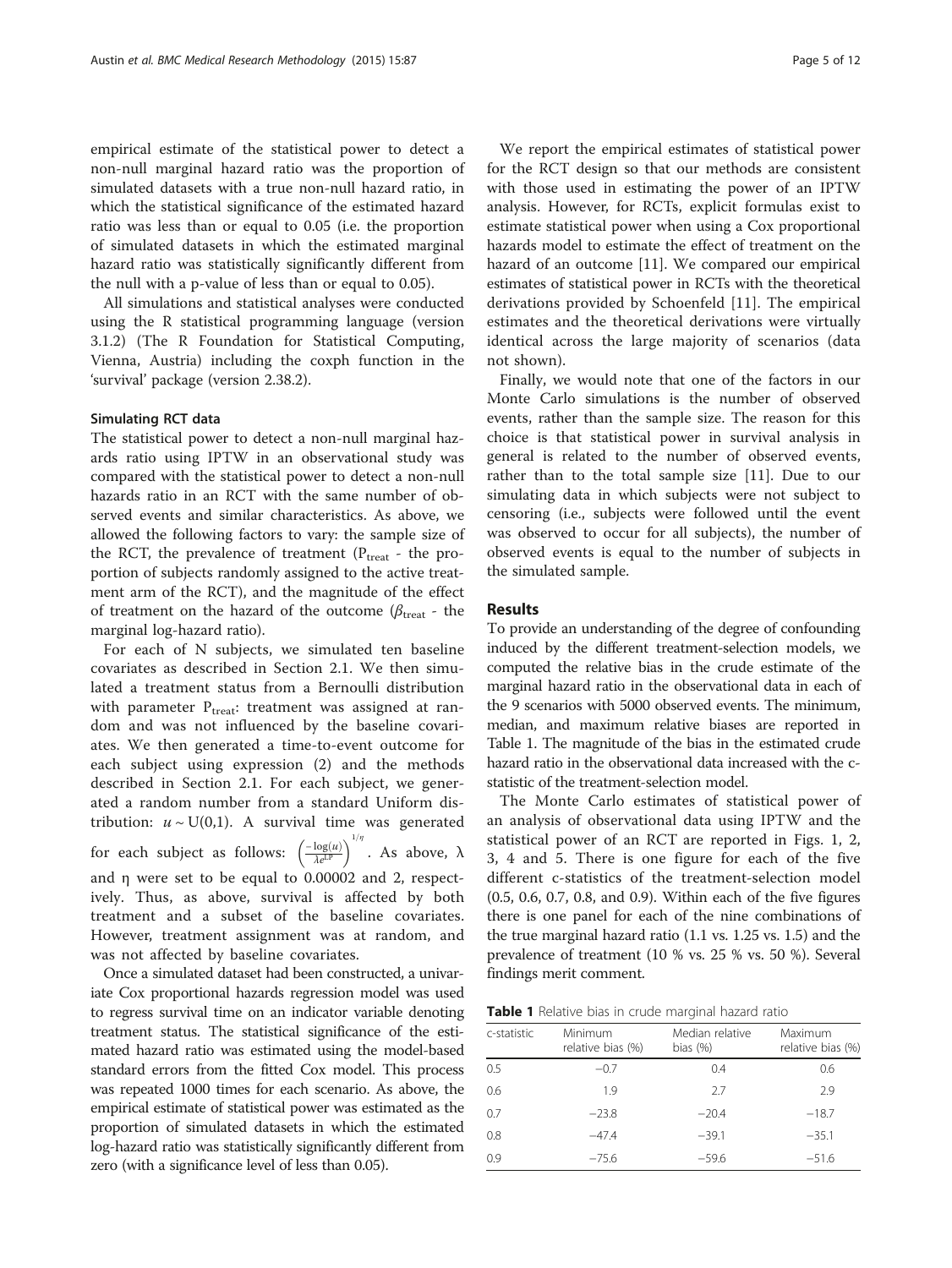empirical estimate of the statistical power to detect a non-null marginal hazard ratio was the proportion of simulated datasets with a true non-null hazard ratio, in which the statistical significance of the estimated hazard ratio was less than or equal to 0.05 (i.e. the proportion of simulated datasets in which the estimated marginal hazard ratio was statistically significantly different from the null with a p-value of less than or equal to 0.05).

All simulations and statistical analyses were conducted using the R statistical programming language (version 3.1.2) (The R Foundation for Statistical Computing, Vienna, Austria) including the coxph function in the 'survival' package (version 2.38.2).

#### Simulating RCT data

The statistical power to detect a non-null marginal hazards ratio using IPTW in an observational study was compared with the statistical power to detect a non-null hazards ratio in an RCT with the same number of observed events and similar characteristics. As above, we allowed the following factors to vary: the sample size of the RCT, the prevalence of treatment ($P_{treat}$ - the proportion of subjects randomly assigned to the active treatment arm of the RCT), and the magnitude of the effect of treatment on the hazard of the outcome ($\beta_{treat}$ - the marginal log-hazard ratio).

For each of N subjects, we simulated ten baseline covariates as described in Section 2.1. We then simulated a treatment status from a Bernoulli distribution with parameter $P_{treat}$: treatment was assigned at random and was not influenced by the baseline covariates. We then generated a time-to-event outcome for each subject using expression (2) and the methods described in Section 2.1. For each subject, we generated a random number from a standard Uniform distribution: $u \sim U(0,1)$. A survival time was generated for each subject as follows: $\left(\frac{-\log(u)}{\lambda e^{LP}}\right)^{1/\eta}$. As above, λ and η were set to be equal to 0.00002 and 2, respectively. Thus, as above, survival is affected by both treatment and a subset of the baseline covariates. However, treatment assignment was at random, and was not affected by baseline covariates.

Once a simulated dataset had been constructed, a univariate Cox proportional hazards regression model was used to regress survival time on an indicator variable denoting treatment status. The statistical significance of the estimated hazard ratio was estimated using the model-based standard errors from the fitted Cox model. This process was repeated 1000 times for each scenario. As above, the empirical estimate of statistical power was estimated as the proportion of simulated datasets in which the estimated log-hazard ratio was statistically significantly different from zero (with a significance level of less than 0.05).

We report the empirical estimates of statistical power for the RCT design so that our methods are consistent with those used in estimating the power of an IPTW analysis. However, for RCTs, explicit formulas exist to estimate statistical power when using a Cox proportional hazards model to estimate the effect of treatment on the hazard of an outcome [11]. We compared our empirical estimates of statistical power in RCTs with the theoretical derivations provided by Schoenfeld [11]. The empirical estimates and the theoretical derivations were virtually identical across the large majority of scenarios (data not shown).

Finally, we would note that one of the factors in our Monte Carlo simulations is the number of observed events, rather than the sample size. The reason for this choice is that statistical power in survival analysis in general is related to the number of observed events, rather than to the total sample size [11]. Due to our simulating data in which subjects were not subject to censoring (i.e., subjects were followed until the event was observed to occur for all subjects), the number of observed events is equal to the number of subjects in the simulated sample.

## Results

To provide an understanding of the degree of confounding induced by the different treatment-selection models, we computed the relative bias in the crude estimate of the marginal hazard ratio in the observational data in each of the 9 scenarios with 5000 observed events. The minimum, median, and maximum relative biases are reported in Table 1. The magnitude of the bias in the estimated crude hazard ratio in the observational data increased with the c-statistic of the treatment-selection model.

The Monte Carlo estimates of statistical power of an analysis of observational data using IPTW and the statistical power of an RCT are reported in Figs. 1, 2, 3, 4 and 5. There is one figure for each of the five different c-statistics of the treatment-selection model (0.5, 0.6, 0.7, 0.8, and 0.9). Within each of the five figures there is one panel for each of the nine combinations of the true marginal hazard ratio (1.1 vs. 1.25 vs. 1.5) and the prevalence of treatment (10 % vs. 25 % vs. 50 %). Several findings merit comment.

**Table 1** Relative bias in crude marginal hazard ratio

| c-statistic | Minimum relative bias (%) | Median relative bias (%) | Maximum relative bias (%) |
|---|---|---|---|
| 0.5 | −0.7 | 0.4 | 0.6 |
| 0.6 | 1.9 | 2.7 | 2.9 |
| 0.7 | −23.8 | −20.4 | −18.7 |
| 0.8 | −47.4 | −39.1 | −35.1 |
| 0.9 | −75.6 | −59.6 | −51.6 |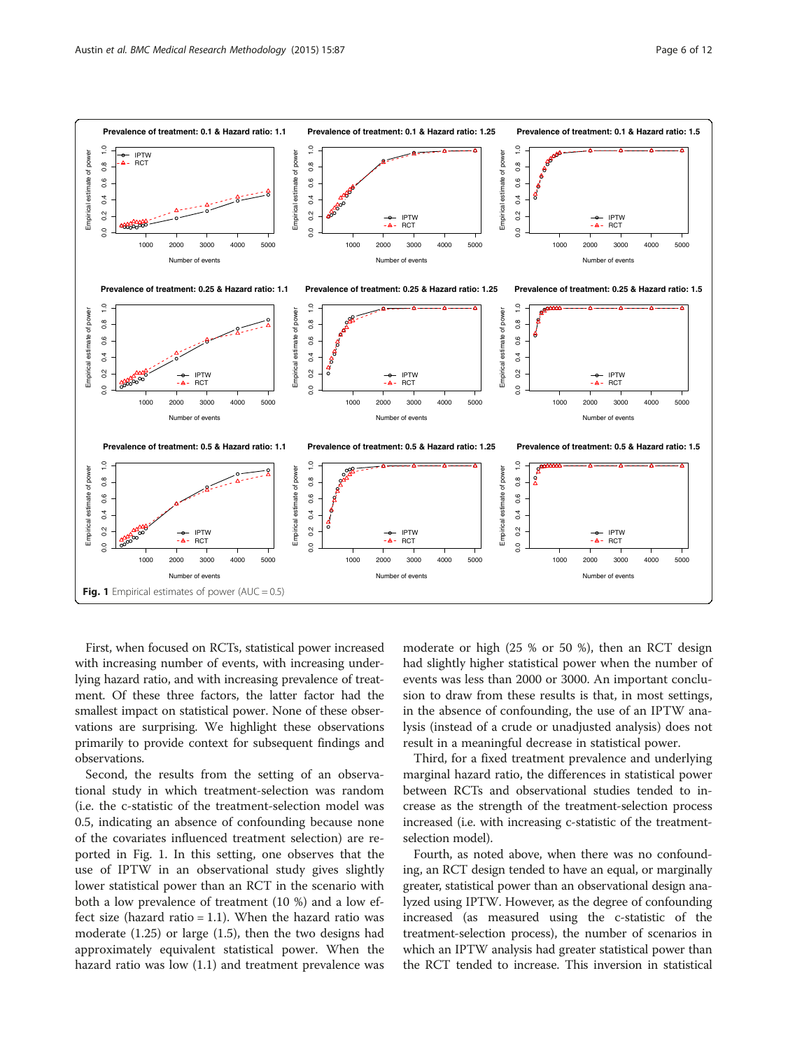Fig. 1 Empirical estimates of power (AUC = 0.5)

First, when focused on RCTs, statistical power increased with increasing number of events, with increasing underlying hazard ratio, and with increasing prevalence of treatment. Of these three factors, the latter factor had the smallest impact on statistical power. None of these observations are surprising. We highlight these observations primarily to provide context for subsequent findings and observations.

Second, the results from the setting of an observational study in which treatment-selection was random (i.e. the c-statistic of the treatment-selection model was 0.5, indicating an absence of confounding because none of the covariates influenced treatment selection) are reported in Fig. 1. In this setting, one observes that the use of IPTW in an observational study gives slightly lower statistical power than an RCT in the scenario with both a low prevalence of treatment (10 %) and a low effect size (hazard ratio = 1.1). When the hazard ratio was moderate (1.25) or large (1.5), then the two designs had approximately equivalent statistical power. When the hazard ratio was low (1.1) and treatment prevalence was moderate or high (25 % or 50 %), then an RCT design had slightly higher statistical power when the number of events was less than 2000 or 3000. An important conclusion to draw from these results is that, in most settings, in the absence of confounding, the use of an IPTW analysis (instead of a crude or unadjusted analysis) does not result in a meaningful decrease in statistical power.

Third, for a fixed treatment prevalence and underlying marginal hazard ratio, the differences in statistical power between RCTs and observational studies tended to increase as the strength of the treatment-selection process increased (i.e. with increasing c-statistic of the treatment-selection model).

Fourth, as noted above, when there was no confounding, an RCT design tended to have an equal, or marginally greater, statistical power than an observational design analyzed using IPTW. However, as the degree of confounding increased (as measured using the c-statistic of the treatment-selection process), the number of scenarios in which an IPTW analysis had greater statistical power than the RCT tended to increase. This inversion in statistical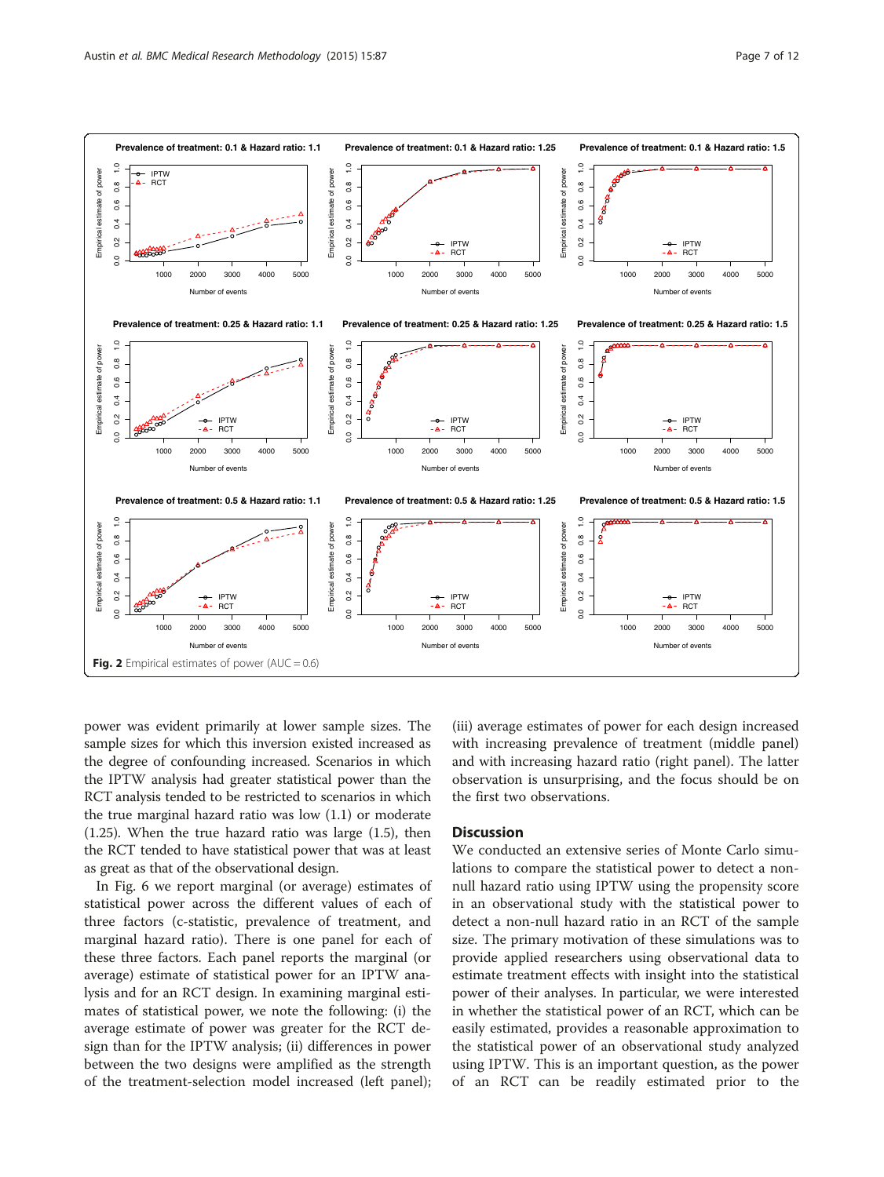Prevalence of treatment: 0.1 & Hazard ratio: 1.1

Prevalence of treatment: 0.1 & Hazard ratio: 1.25

Prevalence of treatment: 0.1 & Hazard ratio: 1.5

Prevalence of treatment: 0.25 & Hazard ratio: 1.1

Prevalence of treatment: 0.25 & Hazard ratio: 1.25

Prevalence of treatment: 0.25 & Hazard ratio: 1.5

Prevalence of treatment: 0.5 & Hazard ratio: 1.1

Prevalence of treatment: 0.5 & Hazard ratio: 1.25

Prevalence of treatment: 0.5 & Hazard ratio: 1.5

Empirical estimate of power

Number of events

IPTW

RCT

**Fig. 2** Empirical estimates of power (AUC = 0.6)

power was evident primarily at lower sample sizes. The sample sizes for which this inversion existed increased as the degree of confounding increased. Scenarios in which the IPTW analysis had greater statistical power than the RCT analysis tended to be restricted to scenarios in which the true marginal hazard ratio was low (1.1) or moderate (1.25). When the true hazard ratio was large (1.5), then the RCT tended to have statistical power that was at least as great as that of the observational design.

In Fig. 6 we report marginal (or average) estimates of statistical power across the different values of each of three factors (c-statistic, prevalence of treatment, and marginal hazard ratio). There is one panel for each of these three factors. Each panel reports the marginal (or average) estimate of statistical power for an IPTW analysis and for an RCT design. In examining marginal estimates of statistical power, we note the following: (i) the average estimate of power was greater for the RCT design than for the IPTW analysis; (ii) differences in power between the two designs were amplified as the strength of the treatment-selection model increased (left panel); (iii) average estimates of power for each design increased with increasing prevalence of treatment (middle panel) and with increasing hazard ratio (right panel). The latter observation is unsurprising, and the focus should be on the first two observations.

## Discussion

We conducted an extensive series of Monte Carlo simulations to compare the statistical power to detect a non-null hazard ratio using IPTW using the propensity score in an observational study with the statistical power to detect a non-null hazard ratio in an RCT of the sample size. The primary motivation of these simulations was to provide applied researchers using observational data to estimate treatment effects with insight into the statistical power of their analyses. In particular, we were interested in whether the statistical power of an RCT, which can be easily estimated, provides a reasonable approximation to the statistical power of an observational study analyzed using IPTW. This is an important question, as the power of an RCT can be readily estimated prior to the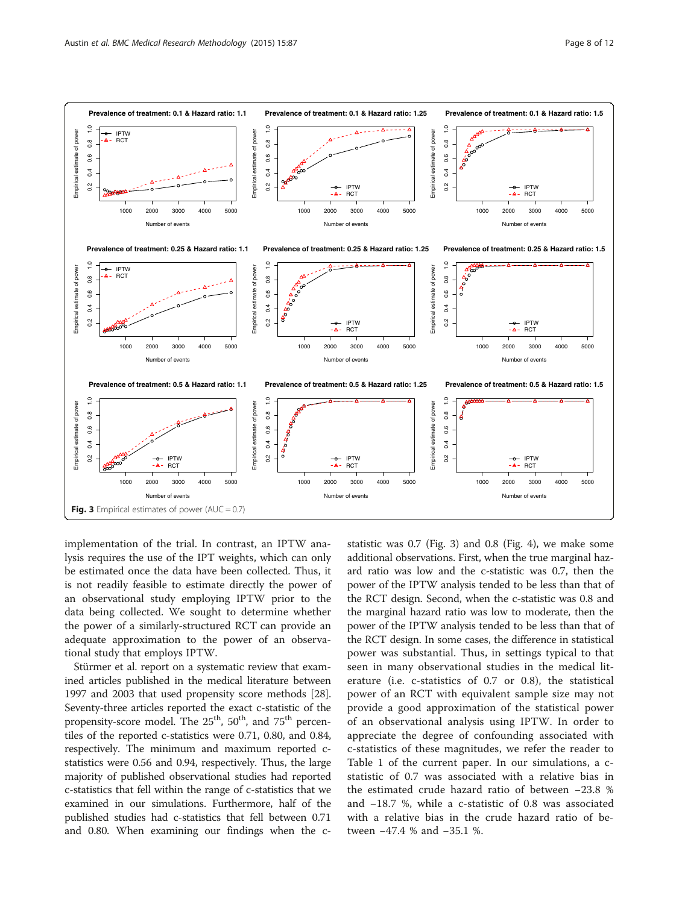**Fig. 3** Empirical estimates of power (AUC = 0.7)

implementation of the trial. In contrast, an IPTW analysis requires the use of the IPT weights, which can only be estimated once the data have been collected. Thus, it is not readily feasible to estimate directly the power of an observational study employing IPTW prior to the data being collected. We sought to determine whether the power of a similarly-structured RCT can provide an adequate approximation to the power of an observational study that employs IPTW.

Stürmer et al. report on a systematic review that examined articles published in the medical literature between 1997 and 2003 that used propensity score methods [28]. Seventy-three articles reported the exact c-statistic of the propensity-score model. The 25th, 50th, and 75th percentiles of the reported c-statistics were 0.71, 0.80, and 0.84, respectively. The minimum and maximum reported c-statistics were 0.56 and 0.94, respectively. Thus, the large majority of published observational studies had reported c-statistics that fell within the range of c-statistics that we examined in our simulations. Furthermore, half of the published studies had c-statistics that fell between 0.71 and 0.80. When examining our findings when the c-statistic was 0.7 (Fig. 3) and 0.8 (Fig. 4), we make some additional observations. First, when the true marginal hazard ratio was low and the c-statistic was 0.7, then the power of the IPTW analysis tended to be less than that of the RCT design. Second, when the c-statistic was 0.8 and the marginal hazard ratio was low to moderate, then the power of the IPTW analysis tended to be less than that of the RCT design. In some cases, the difference in statistical power was substantial. Thus, in settings typical to that seen in many observational studies in the medical literature (i.e. c-statistics of 0.7 or 0.8), the statistical power of an RCT with equivalent sample size may not provide a good approximation of the statistical power of an observational analysis using IPTW. In order to appreciate the degree of confounding associated with c-statistics of these magnitudes, we refer the reader to Table 1 of the current paper. In our simulations, a c-statistic of 0.7 was associated with a relative bias in the estimated crude hazard ratio of between −23.8 % and −18.7 %, while a c-statistic of 0.8 was associated with a relative bias in the crude hazard ratio of between −47.4 % and −35.1 %.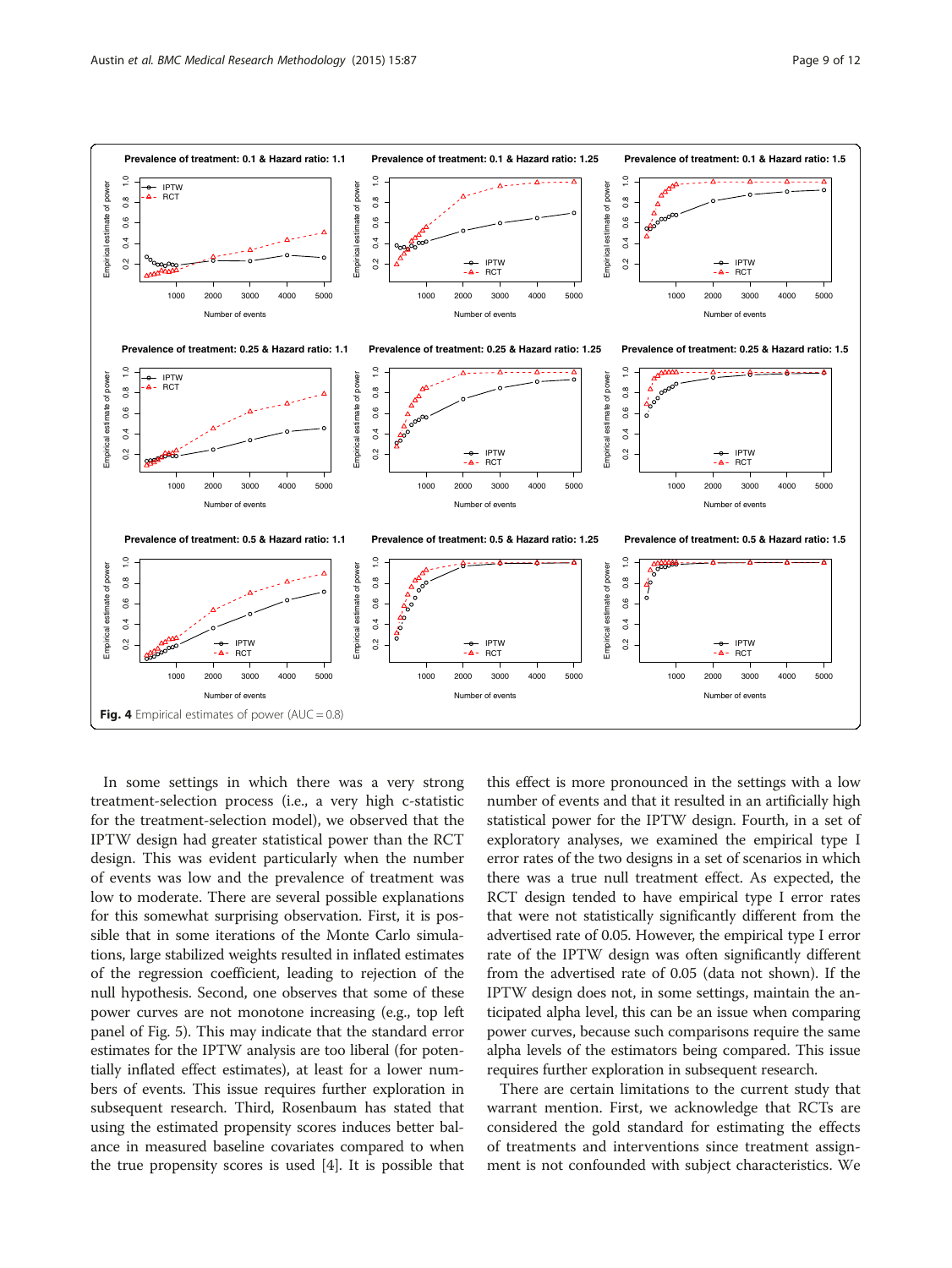Fig. 4 Empirical estimates of power (AUC = 0.8)

In some settings in which there was a very strong treatment-selection process (i.e., a very high c-statistic for the treatment-selection model), we observed that the IPTW design had greater statistical power than the RCT design. This was evident particularly when the number of events was low and the prevalence of treatment was low to moderate. There are several possible explanations for this somewhat surprising observation. First, it is possible that in some iterations of the Monte Carlo simulations, large stabilized weights resulted in inflated estimates of the regression coefficient, leading to rejection of the null hypothesis. Second, one observes that some of these power curves are not monotone increasing (e.g., top left panel of Fig. 5). This may indicate that the standard error estimates for the IPTW analysis are too liberal (for potentially inflated effect estimates), at least for a lower numbers of events. This issue requires further exploration in subsequent research. Third, Rosenbaum has stated that using the estimated propensity scores induces better balance in measured baseline covariates compared to when the true propensity scores is used [4]. It is possible that this effect is more pronounced in the settings with a low number of events and that it resulted in an artificially high statistical power for the IPTW design. Fourth, in a set of exploratory analyses, we examined the empirical type I error rates of the two designs in a set of scenarios in which there was a true null treatment effect. As expected, the RCT design tended to have empirical type I error rates that were not statistically significantly different from the advertised rate of 0.05. However, the empirical type I error rate of the IPTW design was often significantly different from the advertised rate of 0.05 (data not shown). If the IPTW design does not, in some settings, maintain the anticipated alpha level, this can be an issue when comparing power curves, because such comparisons require the same alpha levels of the estimators being compared. This issue requires further exploration in subsequent research.

There are certain limitations to the current study that warrant mention. First, we acknowledge that RCTs are considered the gold standard for estimating the effects of treatments and interventions since treatment assignment is not confounded with subject characteristics. We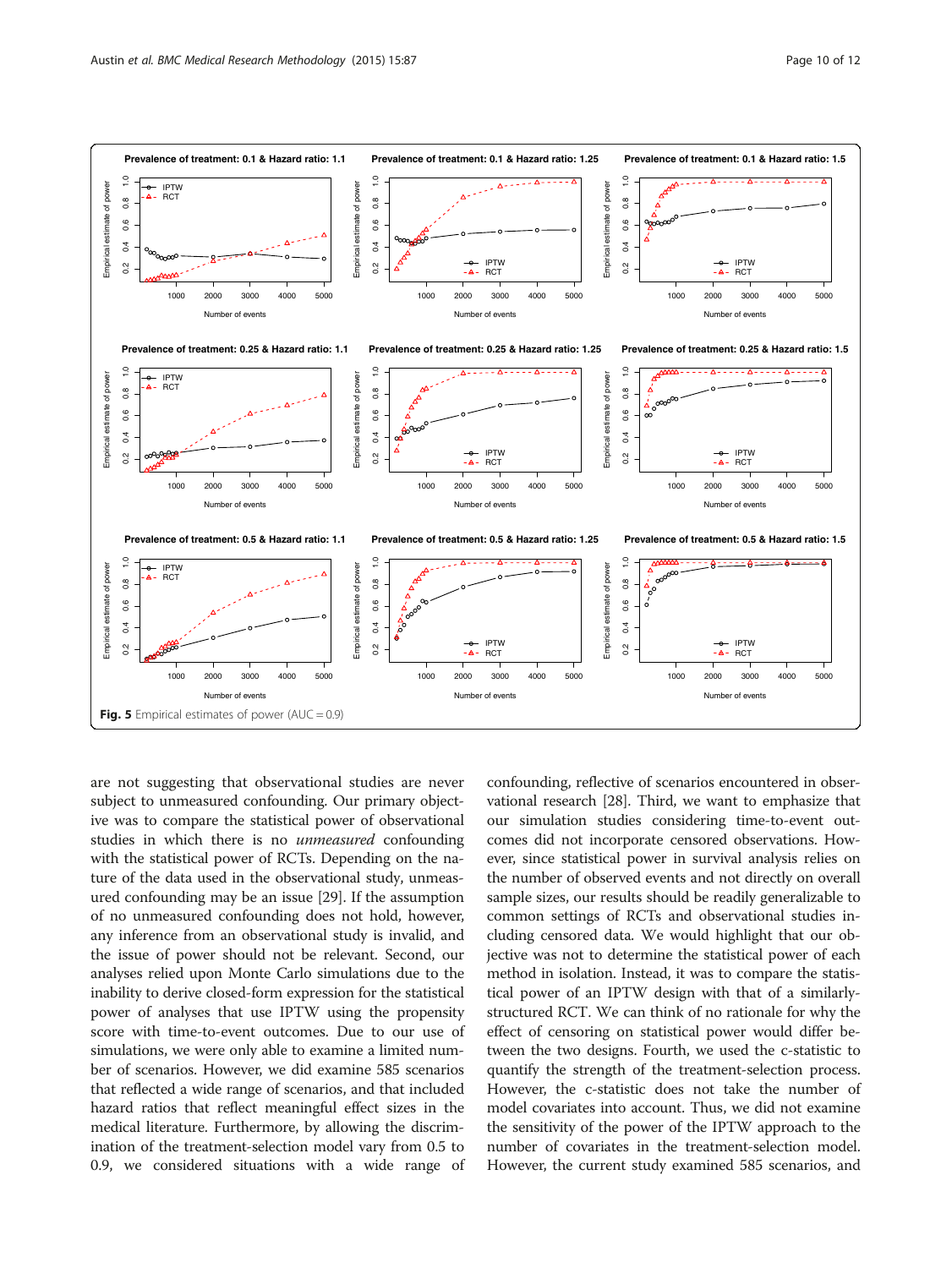Prevalence of treatment: 0.1 & Hazard ratio: 1.1

Prevalence of treatment: 0.1 & Hazard ratio: 1.25

Prevalence of treatment: 0.1 & Hazard ratio: 1.5

Prevalence of treatment: 0.25 & Hazard ratio: 1.1

Prevalence of treatment: 0.25 & Hazard ratio: 1.25

Prevalence of treatment: 0.25 & Hazard ratio: 1.5

Prevalence of treatment: 0.5 & Hazard ratio: 1.1

Prevalence of treatment: 0.5 & Hazard ratio: 1.25

Prevalence of treatment: 0.5 & Hazard ratio: 1.5

Empirical estimate of power

Number of events

IPTW

RCT

**Fig. 5** Empirical estimates of power (AUC = 0.9)

are not suggesting that observational studies are never subject to unmeasured confounding. Our primary objective was to compare the statistical power of observational studies in which there is no *unmeasured* confounding with the statistical power of RCTs. Depending on the nature of the data used in the observational study, unmeasured confounding may be an issue [29]. If the assumption of no unmeasured confounding does not hold, however, any inference from an observational study is invalid, and the issue of power should not be relevant. Second, our analyses relied upon Monte Carlo simulations due to the inability to derive closed-form expression for the statistical power of analyses that use IPTW using the propensity score with time-to-event outcomes. Due to our use of simulations, we were only able to examine a limited number of scenarios. However, we did examine 585 scenarios that reflected a wide range of scenarios, and that included hazard ratios that reflect meaningful effect sizes in the medical literature. Furthermore, by allowing the discrimination of the treatment-selection model vary from 0.5 to 0.9, we considered situations with a wide range of confounding, reflective of scenarios encountered in observational research [28]. Third, we want to emphasize that our simulation studies considering time-to-event outcomes did not incorporate censored observations. However, since statistical power in survival analysis relies on the number of observed events and not directly on overall sample sizes, our results should be readily generalizable to common settings of RCTs and observational studies including censored data. We would highlight that our objective was not to determine the statistical power of each method in isolation. Instead, it was to compare the statistical power of an IPTW design with that of a similarly-structured RCT. We can think of no rationale for why the effect of censoring on statistical power would differ between the two designs. Fourth, we used the c-statistic to quantify the strength of the treatment-selection process. However, the c-statistic does not take the number of model covariates into account. Thus, we did not examine the sensitivity of the power of the IPTW approach to the number of covariates in the treatment-selection model. However, the current study examined 585 scenarios, and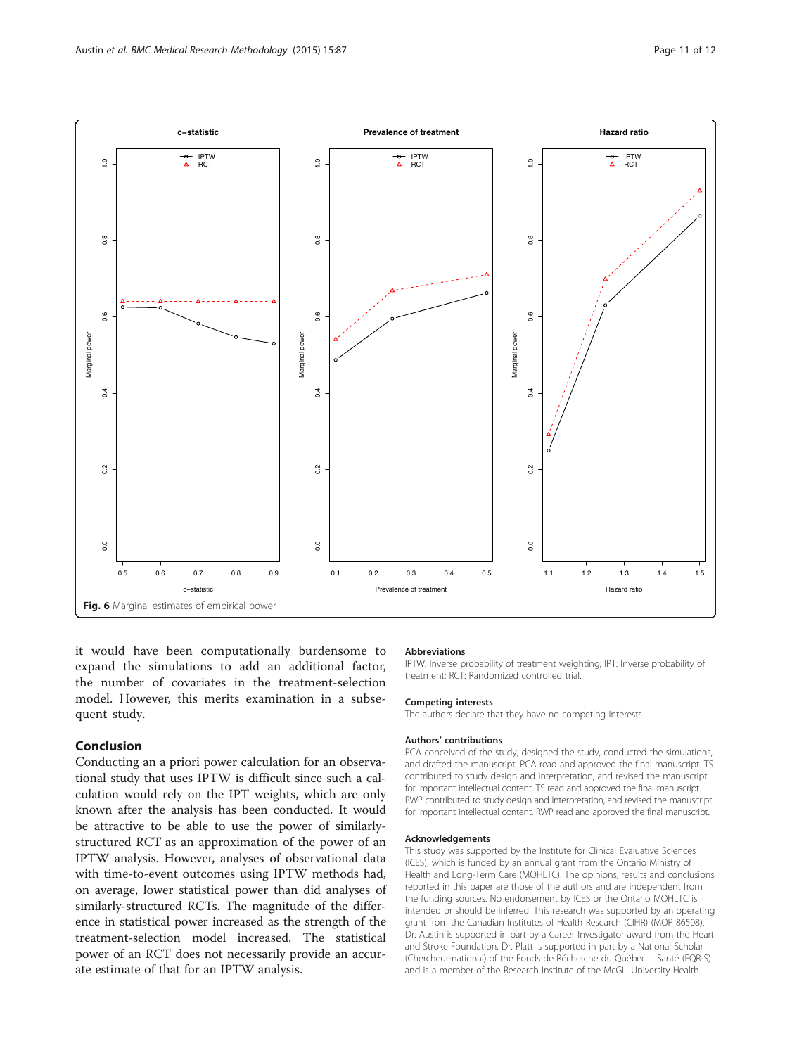Fig. 6 Marginal estimates of empirical power

it would have been computationally burdensome to expand the simulations to add an additional factor, the number of covariates in the treatment-selection model. However, this merits examination in a subsequent study.

## Conclusion

Conducting an a priori power calculation for an observational study that uses IPTW is difficult since such a calculation would rely on the IPT weights, which are only known after the analysis has been conducted. It would be attractive to be able to use the power of similarly-structured RCT as an approximation of the power of an IPTW analysis. However, analyses of observational data with time-to-event outcomes using IPTW methods had, on average, lower statistical power than did analyses of similarly-structured RCTs. The magnitude of the difference in statistical power increased as the strength of the treatment-selection model increased. The statistical power of an RCT does not necessarily provide an accurate estimate of that for an IPTW analysis.

### Abbreviations

IPTW: Inverse probability of treatment weighting; IPT: Inverse probability of treatment; RCT: Randomized controlled trial.

### Competing interests

The authors declare that they have no competing interests.

### Authors' contributions

PCA conceived of the study, designed the study, conducted the simulations, and drafted the manuscript. PCA read and approved the final manuscript. TS contributed to study design and interpretation, and revised the manuscript for important intellectual content. TS read and approved the final manuscript. RWP contributed to study design and interpretation, and revised the manuscript for important intellectual content. RWP read and approved the final manuscript.

### Acknowledgements

This study was supported by the Institute for Clinical Evaluative Sciences (ICES), which is funded by an annual grant from the Ontario Ministry of Health and Long-Term Care (MOHLTC). The opinions, results and conclusions reported in this paper are those of the authors and are independent from the funding sources. No endorsement by ICES or the Ontario MOHLTC is intended or should be inferred. This research was supported by an operating grant from the Canadian Institutes of Health Research (CIHR) (MOP 86508). Dr. Austin is supported in part by a Career Investigator award from the Heart and Stroke Foundation. Dr. Platt is supported in part by a National Scholar (Chercheur-national) of the Fonds de Récherche du Québec – Santé (FQR-S) and is a member of the Research Institute of the McGill University Health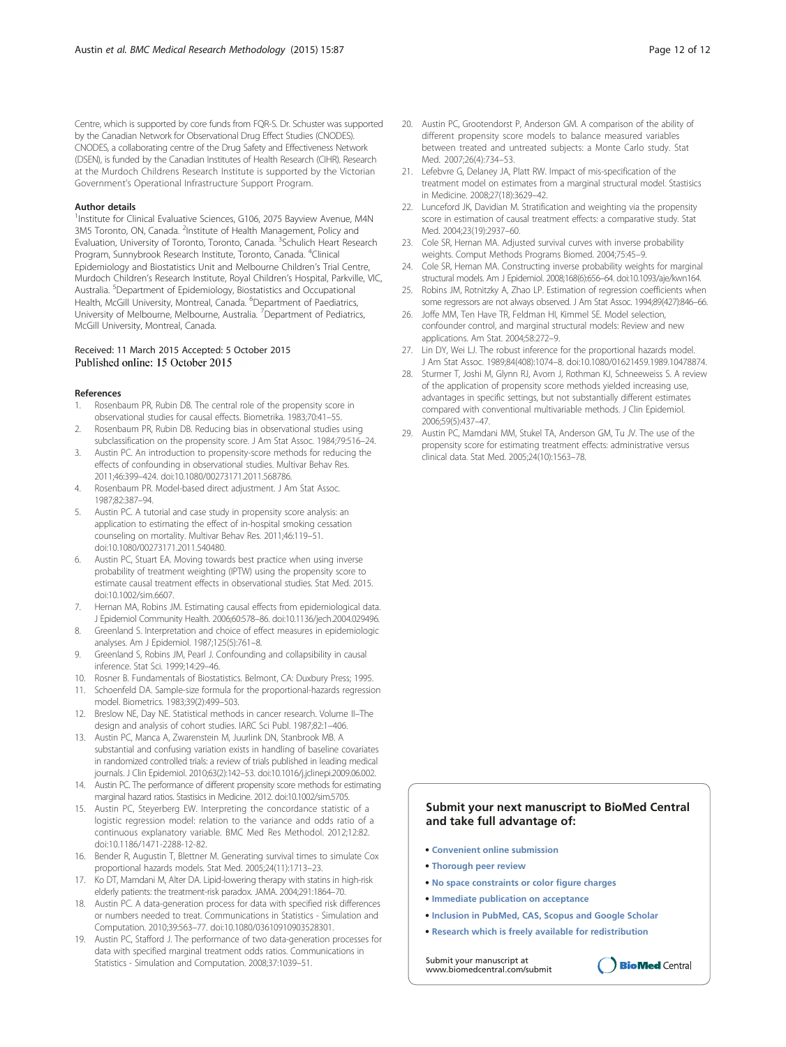Centre, which is supported by core funds from FQR-S. Dr. Schuster was supported by the Canadian Network for Observational Drug Effect Studies (CNODES). CNODES, a collaborating centre of the Drug Safety and Effectiveness Network (DSEN), is funded by the Canadian Institutes of Health Research (CIHR). Research at the Murdoch Childrens Research Institute is supported by the Victorian Government's Operational Infrastructure Support Program.

### Author details

[1]Institute for Clinical Evaluative Sciences, G106, 2075 Bayview Avenue, M4N 3M5 Toronto, ON, Canada. [2]Institute of Health Management, Policy and Evaluation, University of Toronto, Toronto, Canada. [3]Schulich Heart Research Program, Sunnybrook Research Institute, Toronto, Canada. [4]Clinical Epidemiology and Biostatistics Unit and Melbourne Children's Trial Centre, Murdoch Children's Research Institute, Royal Children's Hospital, Parkville, VIC, Australia. [5]Department of Epidemiology, Biostatistics and Occupational Health, McGill University, Montreal, Canada. [6]Department of Paediatrics, University of Melbourne, Melbourne, Australia. [7]Department of Pediatrics, McGill University, Montreal, Canada.

Received: 11 March 2015 Accepted: 5 October 2015
Published online: 15 October 2015

### References

1. Rosenbaum PR, Rubin DB. The central role of the propensity score in observational studies for causal effects. Biometrika. 1983;70:41–55.
2. Rosenbaum PR, Rubin DB. Reducing bias in observational studies using subclassification on the propensity score. J Am Stat Assoc. 1984;79:516–24.
3. Austin PC. An introduction to propensity-score methods for reducing the effects of confounding in observational studies. Multivar Behav Res. 2011;46:399–424. doi:10.1080/00273171.2011.568786.
4. Rosenbaum PR. Model-based direct adjustment. J Am Stat Assoc. 1987;82:387–94.
5. Austin PC. A tutorial and case study in propensity score analysis: an application to estimating the effect of in-hospital smoking cessation counseling on mortality. Multivar Behav Res. 2011;46:119–51. doi:10.1080/00273171.2011.540480.
6. Austin PC, Stuart EA. Moving towards best practice when using inverse probability of treatment weighting (IPTW) using the propensity score to estimate causal treatment effects in observational studies. Stat Med. 2015. doi:10.1002/sim.6607.
7. Hernan MA, Robins JM. Estimating causal effects from epidemiological data. J Epidemiol Community Health. 2006;60:578–86. doi:10.1136/jech.2004.029496.
8. Greenland S. Interpretation and choice of effect measures in epidemiologic analyses. Am J Epidemiol. 1987;125(5):761–8.
9. Greenland S, Robins JM, Pearl J. Confounding and collapsibility in causal inference. Stat Sci. 1999;14:29–46.
10. Rosner B. Fundamentals of Biostatistics. Belmont, CA: Duxbury Press; 1995.
11. Schoenfeld DA. Sample-size formula for the proportional-hazards regression model. Biometrics. 1983;39(2):499–503.
12. Breslow NE, Day NE. Statistical methods in cancer research. Volume II–The design and analysis of cohort studies. IARC Sci Publ. 1987;82:1–406.
13. Austin PC, Manca A, Zwarenstein M, Juurlink DN, Stanbrook MB. A substantial and confusing variation exists in handling of baseline covariates in randomized controlled trials: a review of trials published in leading medical journals. J Clin Epidemiol. 2010;63(2):142–53. doi:10.1016/j.jclinepi.2009.06.002.
14. Austin PC. The performance of different propensity score methods for estimating marginal hazard ratios. Stastisics in Medicine. 2012. doi:10.1002/sim.5705.
15. Austin PC, Steyerberg EW. Interpreting the concordance statistic of a logistic regression model: relation to the variance and odds ratio of a continuous explanatory variable. BMC Med Res Methodol. 2012;12:82. doi:10.1186/1471-2288-12-82.
16. Bender R, Augustin T, Blettner M. Generating survival times to simulate Cox proportional hazards models. Stat Med. 2005;24(11):1713–23.
17. Ko DT, Mamdani M, Alter DA. Lipid-lowering therapy with statins in high-risk elderly patients: the treatment-risk paradox. JAMA. 2004;291:1864–70.
18. Austin PC. A data-generation process for data with specified risk differences or numbers needed to treat. Communications in Statistics - Simulation and Computation. 2010;39:563–77. doi:10.1080/03610910903528301.
19. Austin PC, Stafford J. The performance of two data-generation processes for data with specified marginal treatment odds ratios. Communications in Statistics - Simulation and Computation. 2008;37:1039–51.
20. Austin PC, Grootendorst P, Anderson GM. A comparison of the ability of different propensity score models to balance measured variables between treated and untreated subjects: a Monte Carlo study. Stat Med. 2007;26(4):734–53.
21. Lefebvre G, Delaney JA, Platt RW. Impact of mis-specification of the treatment model on estimates from a marginal structural model. Stastisics in Medicine. 2008;27(18):3629–42.
22. Lunceford JK, Davidian M. Stratification and weighting via the propensity score in estimation of causal treatment effects: a comparative study. Stat Med. 2004;23(19):2937–60.
23. Cole SR, Hernan MA. Adjusted survival curves with inverse probability weights. Comput Methods Programs Biomed. 2004;75:45–9.
24. Cole SR, Hernan MA. Constructing inverse probability weights for marginal structural models. Am J Epidemiol. 2008;168(6):656–64. doi:10.1093/aje/kwn164.
25. Robins JM, Rotnitzky A, Zhao LP. Estimation of regression coefficients when some regressors are not always observed. J Am Stat Assoc. 1994;89(427):846–66.
26. Joffe MM, Ten Have TR, Feldman HI, Kimmel SE. Model selection, confounder control, and marginal structural models: Review and new applications. Am Stat. 2004;58:272–9.
27. Lin DY, Wei LJ. The robust inference for the proportional hazards model. J Am Stat Assoc. 1989;84(408):1074–8. doi:10.1080/01621459.1989.10478874.
28. Sturmer T, Joshi M, Glynn RJ, Avorn J, Rothman KJ, Schneeweiss S. A review of the application of propensity score methods yielded increasing use, advantages in specific settings, but not substantially different estimates compared with conventional multivariable methods. J Clin Epidemiol. 2006;59(5):437–47.
29. Austin PC, Mamdani MM, Stukel TA, Anderson GM, Tu JV. The use of the propensity score for estimating treatment effects: administrative versus clinical data. Stat Med. 2005;24(10):1563–78.

**Submit your next manuscript to BioMed Central and take full advantage of:**

- **Convenient online submission**
- **Thorough peer review**
- **No space constraints or color figure charges**
- **Immediate publication on acceptance**
- **Inclusion in PubMed, CAS, Scopus and Google Scholar**
- **Research which is freely available for redistribution**

Submit your manuscript at
www.biomedcentral.com/submit

BioMed Central